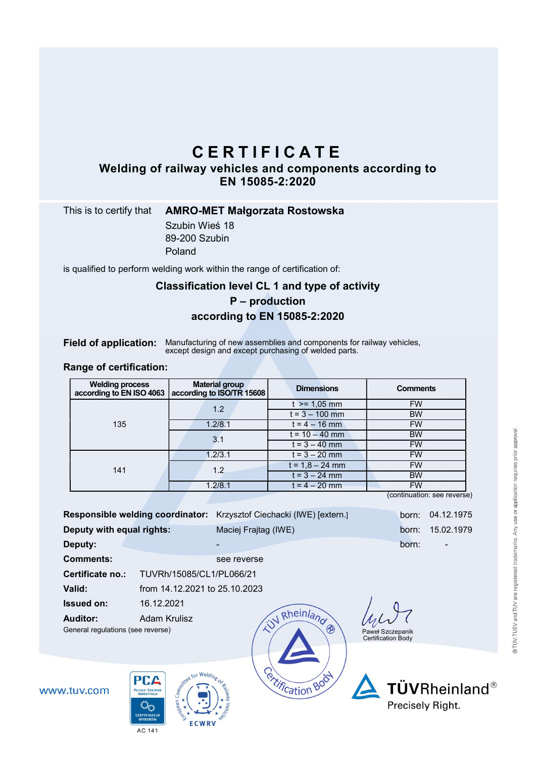# CERTIFICATE

## Welding of railway vehicles and components according to EN 15085-2:2020

This is to certify that **AMRO-MET Małgorzata Rostowska**
Szubin Wieś 18
89-200 Szubin
Poland

is qualified to perform welding work within the range of certification of:

**Classification level CL 1 and type of activity**
**P – production**
**according to EN 15085-2:2020**

**Field of application:** Manufacturing of new assemblies and components for railway vehicles, except design and except purchasing of welded parts.

**Range of certification:**

| Welding process according to EN ISO 4063 | Material group according to ISO/TR 15608 | Dimensions | Comments |
|---|---|---|---|
| 135 | 1.2 | t >= 1,05 mm | FW |
| | | t = 3 – 100 mm | BW |
| | 1.2/8.1 | t = 4 – 16 mm | FW |
| | 3.1 | t = 10 – 40 mm | BW |
| | | t = 3 – 40 mm | FW |
| | 1.2/3.1 | t = 3 – 20 mm | FW |
| 141 | 1.2 | t = 1,8 – 24 mm | FW |
| | | t = 3 – 24 mm | BW |
| | 1.2/8.1 | t = 4 – 20 mm | FW |

(continuation: see reverse)

**Responsible welding coordinator:** Krzysztof Ciechacki (IWE) [extern.] born: 04.12.1975
**Deputy with equal rights:** Maciej Frajtag (IWE) born: 15.02.1979
**Deputy:** - born: -
**Comments:** see reverse
**Certificate no.:** TUVRh/15085/CL1/PL066/21
**Valid:** from 14.12.2021 to 25.10.2023
**Issued on:** 16.12.2021
**Auditor:** Adam Krulisz
General regulations (see reverse)

Paweł Szczepanik
Certification Body

www.tuv.com

AC 141

TÜVRheinland®
Precisely Right.

® TÜV, TUEV and TUV are registered trademarks. Any use or application requires prior approval.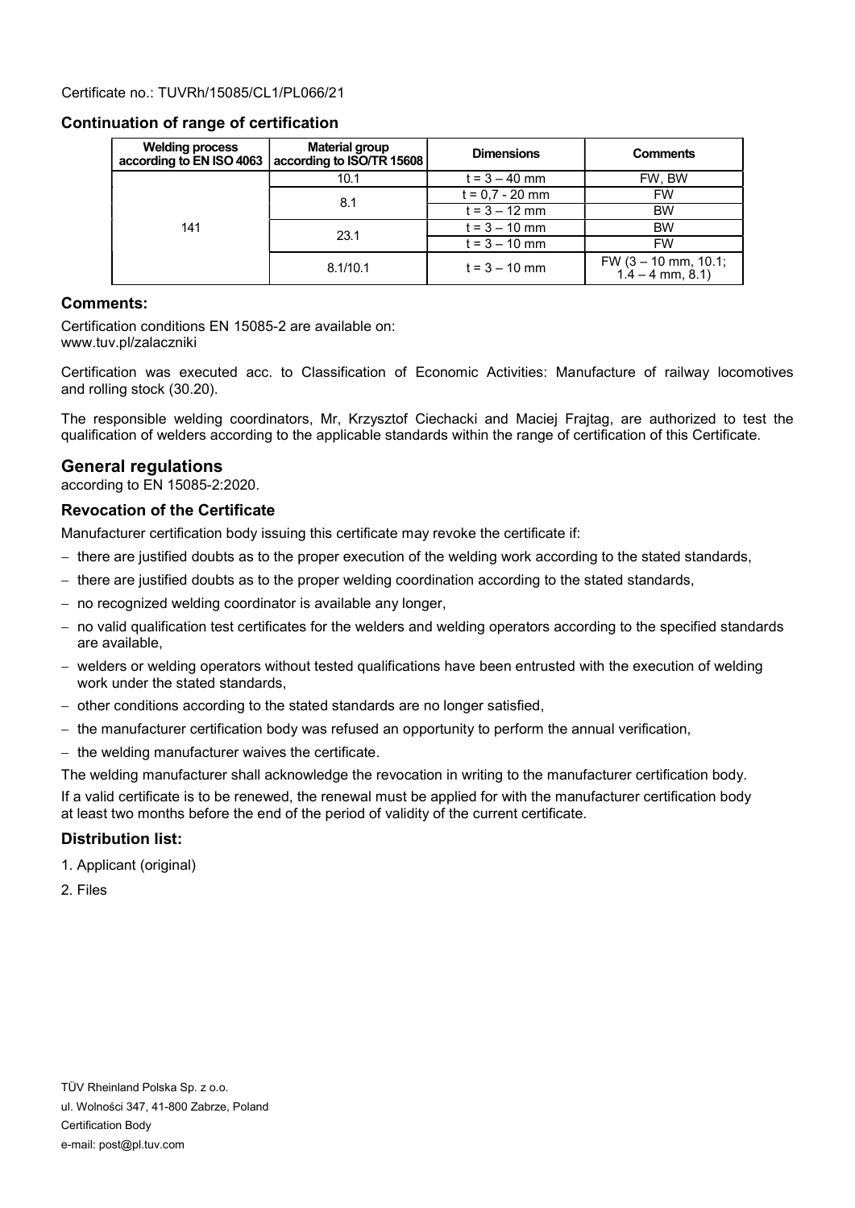Certificate no.: TUVRh/15085/CL1/PL066/21

## Continuation of range of certification

| Welding process according to EN ISO 4063 | Material group according to ISO/TR 15608 | Dimensions | Comments |
|---|---|---|---|
| 141 | 10.1 | t = 3 – 40 mm | FW, BW |
| | 8.1 | t = 0,7 - 20 mm | FW |
| | | t = 3 – 12 mm | BW |
| | 23.1 | t = 3 – 10 mm | BW |
| | | t = 3 – 10 mm | FW |
| | 8.1/10.1 | t = 3 – 10 mm | FW (3 – 10 mm, 10.1; 1.4 – 4 mm, 8.1) |

## Comments:

Certification conditions EN 15085-2 are available on:
www.tuv.pl/zalaczniki

Certification was executed acc. to Classification of Economic Activities: Manufacture of railway locomotives and rolling stock (30.20).

The responsible welding coordinators, Mr, Krzysztof Ciechacki and Maciej Frajtag, are authorized to test the qualification of welders according to the applicable standards within the range of certification of this Certificate.

## General regulations

according to EN 15085-2:2020.

### Revocation of the Certificate

Manufacturer certification body issuing this certificate may revoke the certificate if:

- there are justified doubts as to the proper execution of the welding work according to the stated standards,
- there are justified doubts as to the proper welding coordination according to the stated standards,
- no recognized welding coordinator is available any longer,
- no valid qualification test certificates for the welders and welding operators according to the specified standards are available,
- welders or welding operators without tested qualifications have been entrusted with the execution of welding work under the stated standards,
- other conditions according to the stated standards are no longer satisfied,
- the manufacturer certification body was refused an opportunity to perform the annual verification,
- the welding manufacturer waives the certificate.

The welding manufacturer shall acknowledge the revocation in writing to the manufacturer certification body.

If a valid certificate is to be renewed, the renewal must be applied for with the manufacturer certification body at least two months before the end of the period of validity of the current certificate.

### Distribution list:

1. Applicant (original)
2. Files

TÜV Rheinland Polska Sp. z o.o.
ul. Wolności 347, 41-800 Zabrze, Poland
Certification Body
e-mail: post@pl.tuv.com